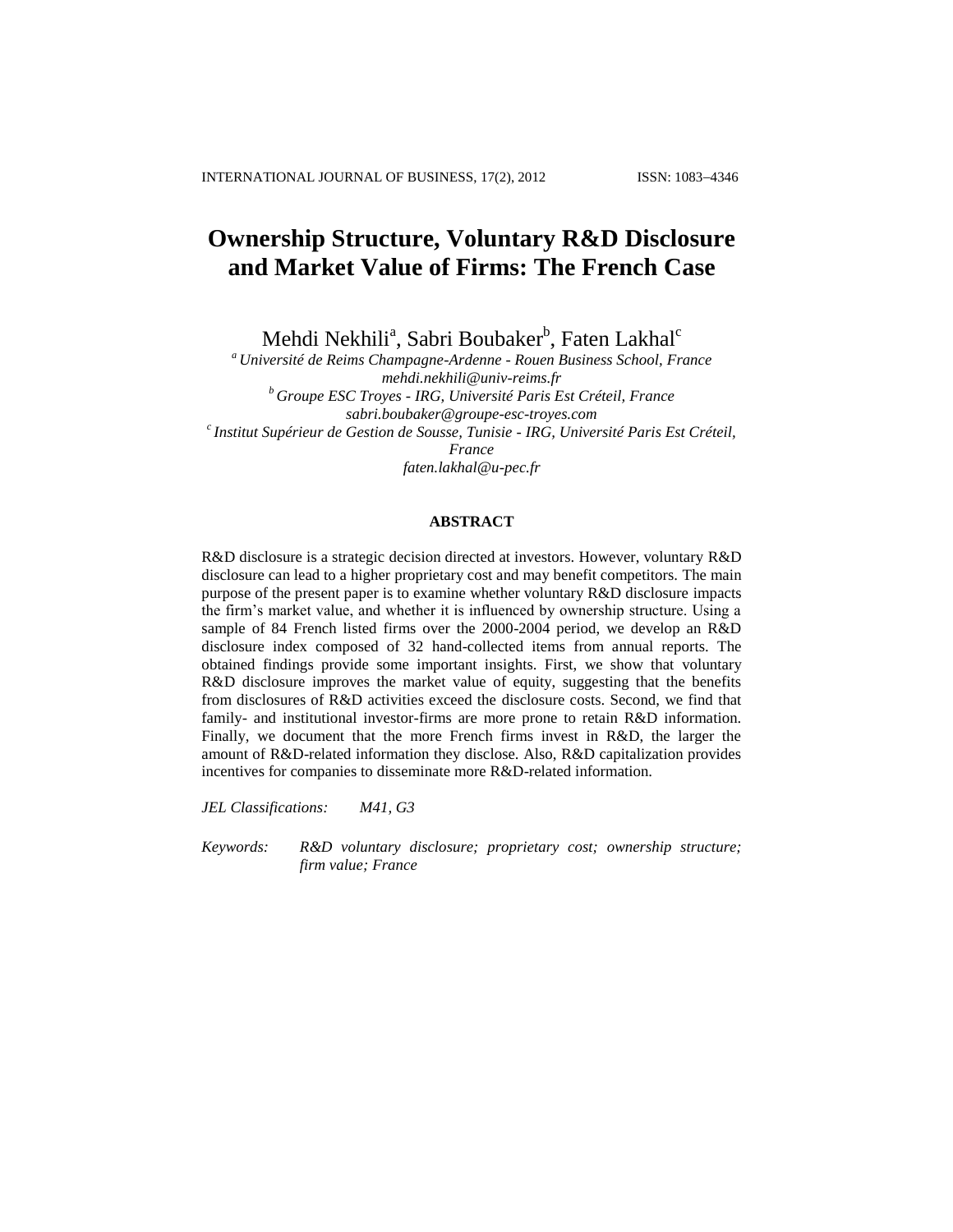# Ownership Structure, Voluntary R&D Disclosure and Market Value of Firms: The French Case

Mehdi Nekhili[a], Sabri Boubaker[b], Faten Lakhal[c]

[a] *Université de Reims Champagne-Ardenne - Rouen Business School, France*
*mehdi.nekhili@univ-reims.fr*

[b] *Groupe ESC Troyes - IRG, Université Paris Est Créteil, France*
*sabri.boubaker@groupe-esc-troyes.com*

[c] *Institut Supérieur de Gestion de Sousse, Tunisie - IRG, Université Paris Est Créteil, France*
*faten.lakhal@u-pec.fr*

## ABSTRACT

R&D disclosure is a strategic decision directed at investors. However, voluntary R&D disclosure can lead to a higher proprietary cost and may benefit competitors. The main purpose of the present paper is to examine whether voluntary R&D disclosure impacts the firm's market value, and whether it is influenced by ownership structure. Using a sample of 84 French listed firms over the 2000-2004 period, we develop an R&D disclosure index composed of 32 hand-collected items from annual reports. The obtained findings provide some important insights. First, we show that voluntary R&D disclosure improves the market value of equity, suggesting that the benefits from disclosures of R&D activities exceed the disclosure costs. Second, we find that family- and institutional investor-firms are more prone to retain R&D information. Finally, we document that the more French firms invest in R&D, the larger the amount of R&D-related information they disclose. Also, R&D capitalization provides incentives for companies to disseminate more R&D-related information.

*JEL Classifications:* *M41, G3*

*Keywords:* *R&D voluntary disclosure; proprietary cost; ownership structure; firm value; France*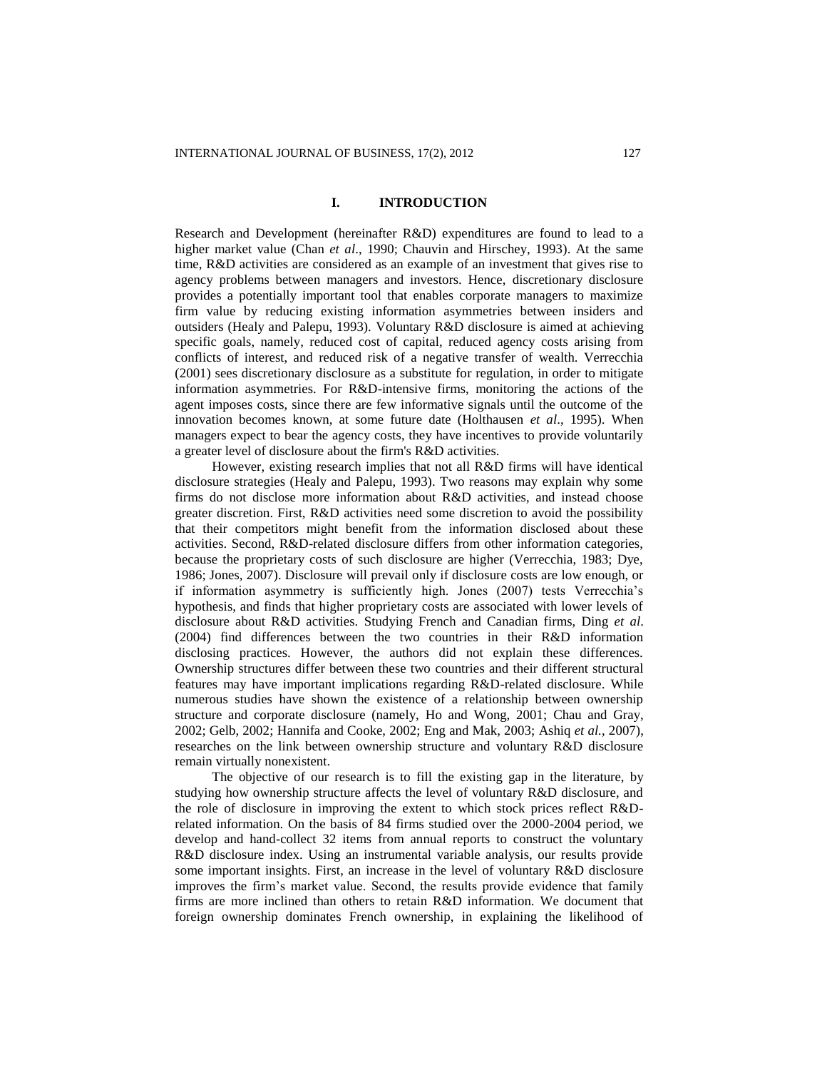# I. INTRODUCTION

Research and Development (hereinafter R&D) expenditures are found to lead to a higher market value (Chan *et al*., 1990; Chauvin and Hirschey, 1993). At the same time, R&D activities are considered as an example of an investment that gives rise to agency problems between managers and investors. Hence, discretionary disclosure provides a potentially important tool that enables corporate managers to maximize firm value by reducing existing information asymmetries between insiders and outsiders (Healy and Palepu, 1993). Voluntary R&D disclosure is aimed at achieving specific goals, namely, reduced cost of capital, reduced agency costs arising from conflicts of interest, and reduced risk of a negative transfer of wealth. Verrecchia (2001) sees discretionary disclosure as a substitute for regulation, in order to mitigate information asymmetries. For R&D-intensive firms, monitoring the actions of the agent imposes costs, since there are few informative signals until the outcome of the innovation becomes known, at some future date (Holthausen *et al*., 1995). When managers expect to bear the agency costs, they have incentives to provide voluntarily a greater level of disclosure about the firm's R&D activities.

However, existing research implies that not all R&D firms will have identical disclosure strategies (Healy and Palepu, 1993). Two reasons may explain why some firms do not disclose more information about R&D activities, and instead choose greater discretion. First, R&D activities need some discretion to avoid the possibility that their competitors might benefit from the information disclosed about these activities. Second, R&D-related disclosure differs from other information categories, because the proprietary costs of such disclosure are higher (Verrecchia, 1983; Dye, 1986; Jones, 2007). Disclosure will prevail only if disclosure costs are low enough, or if information asymmetry is sufficiently high. Jones (2007) tests Verrecchia's hypothesis, and finds that higher proprietary costs are associated with lower levels of disclosure about R&D activities. Studying French and Canadian firms, Ding *et al*. (2004) find differences between the two countries in their R&D information disclosing practices. However, the authors did not explain these differences. Ownership structures differ between these two countries and their different structural features may have important implications regarding R&D-related disclosure. While numerous studies have shown the existence of a relationship between ownership structure and corporate disclosure (namely, Ho and Wong, 2001; Chau and Gray, 2002; Gelb, 2002; Hannifa and Cooke, 2002; Eng and Mak, 2003; Ashiq *et al.*, 2007), researches on the link between ownership structure and voluntary R&D disclosure remain virtually nonexistent.

The objective of our research is to fill the existing gap in the literature, by studying how ownership structure affects the level of voluntary R&D disclosure, and the role of disclosure in improving the extent to which stock prices reflect R&D-related information. On the basis of 84 firms studied over the 2000-2004 period, we develop and hand-collect 32 items from annual reports to construct the voluntary R&D disclosure index. Using an instrumental variable analysis, our results provide some important insights. First, an increase in the level of voluntary R&D disclosure improves the firm's market value. Second, the results provide evidence that family firms are more inclined than others to retain R&D information. We document that foreign ownership dominates French ownership, in explaining the likelihood of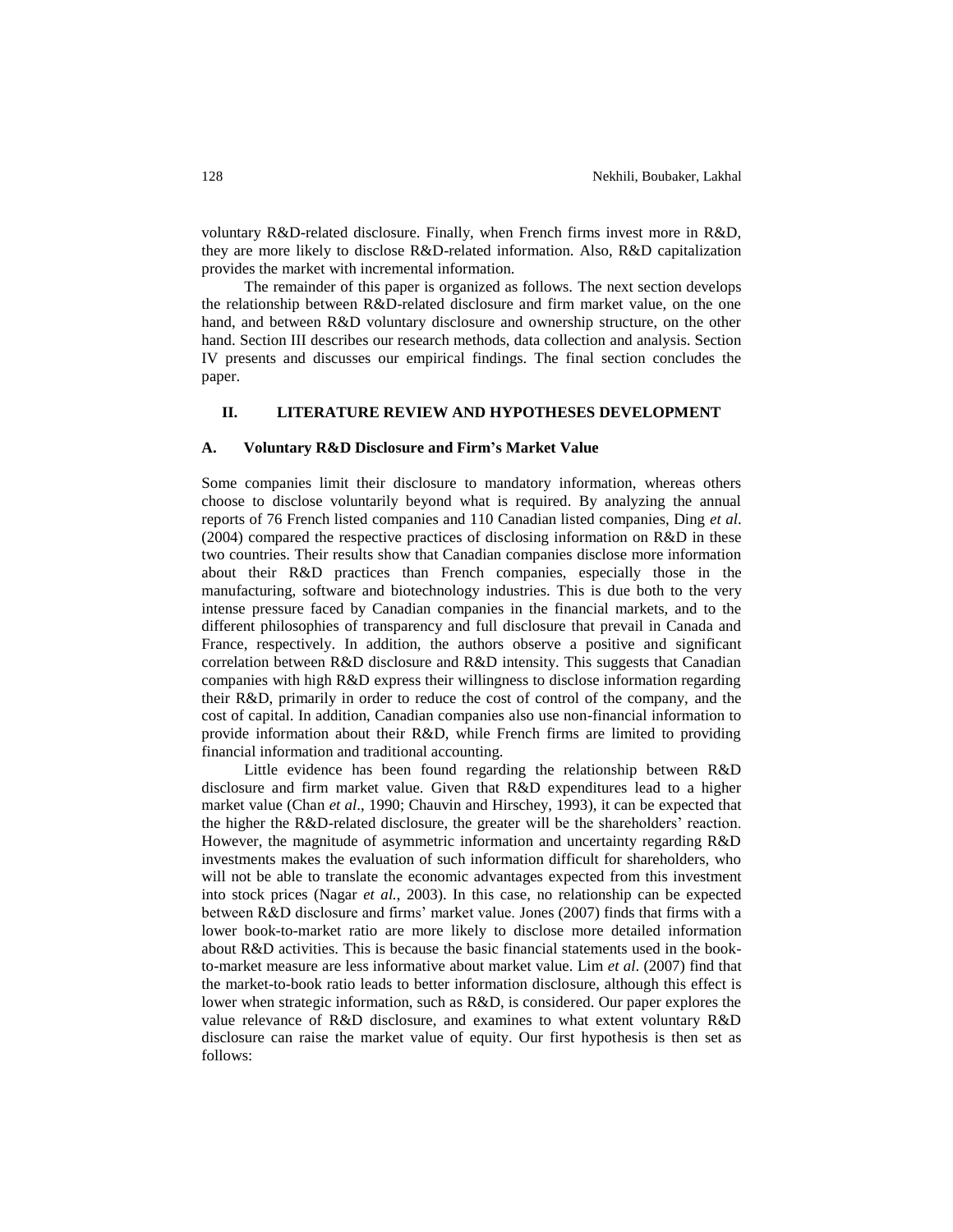voluntary R&D-related disclosure. Finally, when French firms invest more in R&D, they are more likely to disclose R&D-related information. Also, R&D capitalization provides the market with incremental information.

The remainder of this paper is organized as follows. The next section develops the relationship between R&D-related disclosure and firm market value, on the one hand, and between R&D voluntary disclosure and ownership structure, on the other hand. Section III describes our research methods, data collection and analysis. Section IV presents and discusses our empirical findings. The final section concludes the paper.

## II. LITERATURE REVIEW AND HYPOTHESES DEVELOPMENT

### A. Voluntary R&D Disclosure and Firm's Market Value

Some companies limit their disclosure to mandatory information, whereas others choose to disclose voluntarily beyond what is required. By analyzing the annual reports of 76 French listed companies and 110 Canadian listed companies, Ding *et al*. (2004) compared the respective practices of disclosing information on R&D in these two countries. Their results show that Canadian companies disclose more information about their R&D practices than French companies, especially those in the manufacturing, software and biotechnology industries. This is due both to the very intense pressure faced by Canadian companies in the financial markets, and to the different philosophies of transparency and full disclosure that prevail in Canada and France, respectively. In addition, the authors observe a positive and significant correlation between R&D disclosure and R&D intensity. This suggests that Canadian companies with high R&D express their willingness to disclose information regarding their R&D, primarily in order to reduce the cost of control of the company, and the cost of capital. In addition, Canadian companies also use non-financial information to provide information about their R&D, while French firms are limited to providing financial information and traditional accounting.

Little evidence has been found regarding the relationship between R&D disclosure and firm market value. Given that R&D expenditures lead to a higher market value (Chan *et al*., 1990; Chauvin and Hirschey, 1993), it can be expected that the higher the R&D-related disclosure, the greater will be the shareholders' reaction. However, the magnitude of asymmetric information and uncertainty regarding R&D investments makes the evaluation of such information difficult for shareholders, who will not be able to translate the economic advantages expected from this investment into stock prices (Nagar *et al.*, 2003). In this case, no relationship can be expected between R&D disclosure and firms' market value. Jones (2007) finds that firms with a lower book-to-market ratio are more likely to disclose more detailed information about R&D activities. This is because the basic financial statements used in the book-to-market measure are less informative about market value. Lim *et al*. (2007) find that the market-to-book ratio leads to better information disclosure, although this effect is lower when strategic information, such as R&D, is considered. Our paper explores the value relevance of R&D disclosure, and examines to what extent voluntary R&D disclosure can raise the market value of equity. Our first hypothesis is then set as follows: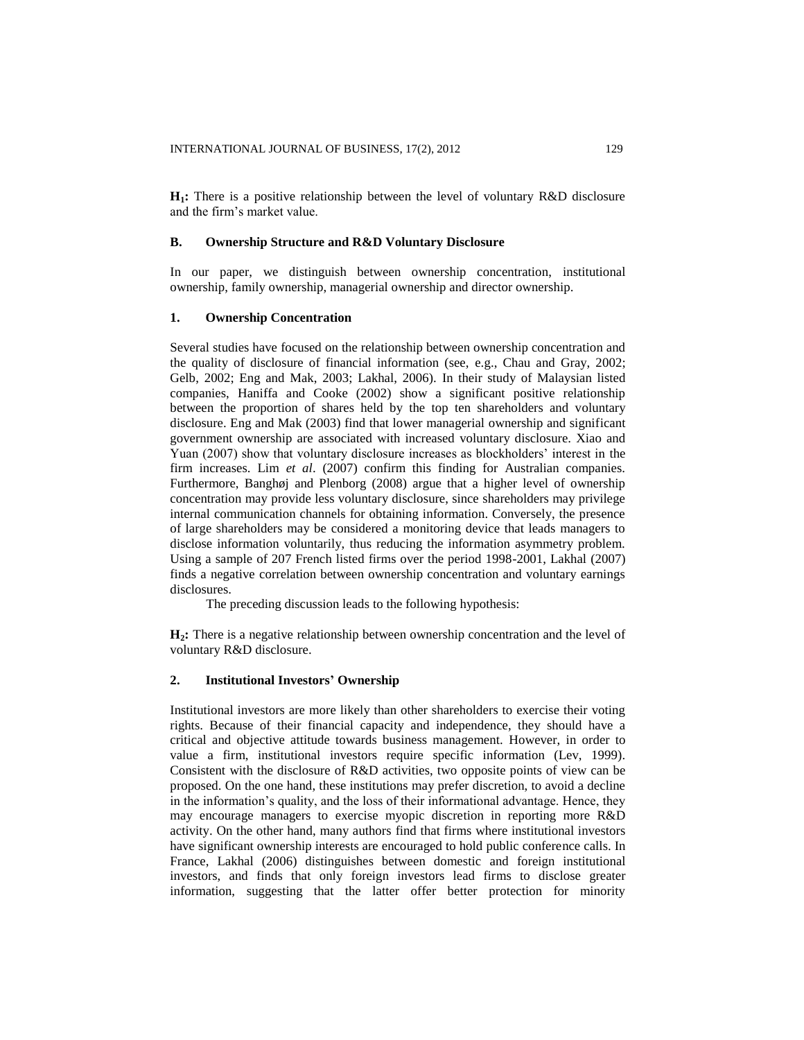**$H_1$:** There is a positive relationship between the level of voluntary R&D disclosure and the firm's market value.

### B. Ownership Structure and R&D Voluntary Disclosure

In our paper, we distinguish between ownership concentration, institutional ownership, family ownership, managerial ownership and director ownership.

#### 1. Ownership Concentration

Several studies have focused on the relationship between ownership concentration and the quality of disclosure of financial information (see, e.g., Chau and Gray, 2002; Gelb, 2002; Eng and Mak, 2003; Lakhal, 2006). In their study of Malaysian listed companies, Haniffa and Cooke (2002) show a significant positive relationship between the proportion of shares held by the top ten shareholders and voluntary disclosure. Eng and Mak (2003) find that lower managerial ownership and significant government ownership are associated with increased voluntary disclosure. Xiao and Yuan (2007) show that voluntary disclosure increases as blockholders' interest in the firm increases. Lim *et al*. (2007) confirm this finding for Australian companies. Furthermore, Banghøj and Plenborg (2008) argue that a higher level of ownership concentration may provide less voluntary disclosure, since shareholders may privilege internal communication channels for obtaining information. Conversely, the presence of large shareholders may be considered a monitoring device that leads managers to disclose information voluntarily, thus reducing the information asymmetry problem. Using a sample of 207 French listed firms over the period 1998-2001, Lakhal (2007) finds a negative correlation between ownership concentration and voluntary earnings disclosures.

The preceding discussion leads to the following hypothesis:

**$H_2$:** There is a negative relationship between ownership concentration and the level of voluntary R&D disclosure.

#### 2. Institutional Investors' Ownership

Institutional investors are more likely than other shareholders to exercise their voting rights. Because of their financial capacity and independence, they should have a critical and objective attitude towards business management. However, in order to value a firm, institutional investors require specific information (Lev, 1999). Consistent with the disclosure of R&D activities, two opposite points of view can be proposed. On the one hand, these institutions may prefer discretion, to avoid a decline in the information's quality, and the loss of their informational advantage. Hence, they may encourage managers to exercise myopic discretion in reporting more R&D activity. On the other hand, many authors find that firms where institutional investors have significant ownership interests are encouraged to hold public conference calls. In France, Lakhal (2006) distinguishes between domestic and foreign institutional investors, and finds that only foreign investors lead firms to disclose greater information, suggesting that the latter offer better protection for minority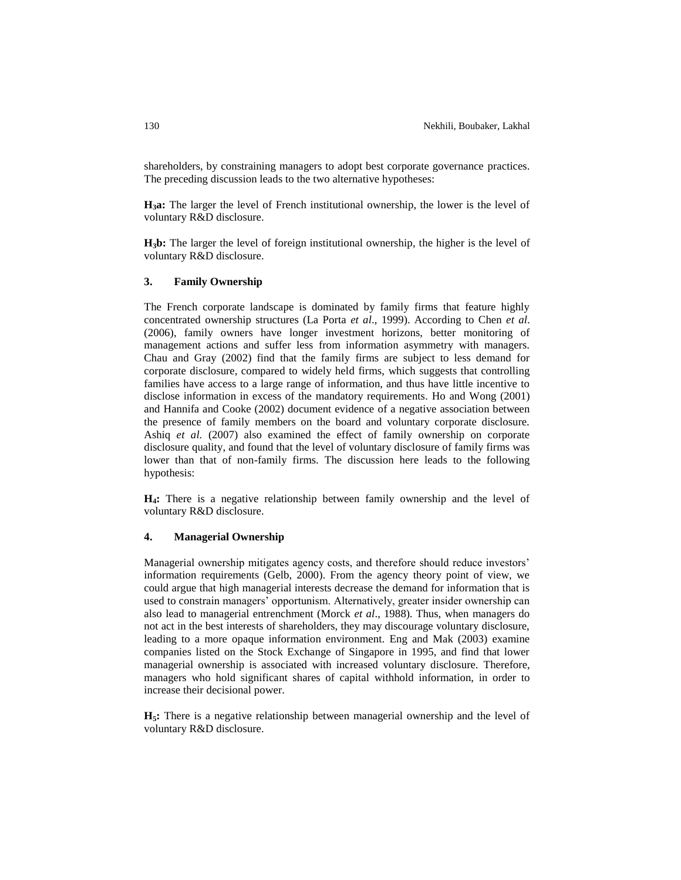shareholders, by constraining managers to adopt best corporate governance practices. The preceding discussion leads to the two alternative hypotheses:

**$H_3$a:** The larger the level of French institutional ownership, the lower is the level of voluntary R&D disclosure.

**$H_3$b:** The larger the level of foreign institutional ownership, the higher is the level of voluntary R&D disclosure.

### 3. Family Ownership

The French corporate landscape is dominated by family firms that feature highly concentrated ownership structures (La Porta *et al*., 1999). According to Chen *et al.* (2006), family owners have longer investment horizons, better monitoring of management actions and suffer less from information asymmetry with managers. Chau and Gray (2002) find that the family firms are subject to less demand for corporate disclosure, compared to widely held firms, which suggests that controlling families have access to a large range of information, and thus have little incentive to disclose information in excess of the mandatory requirements. Ho and Wong (2001) and Hannifa and Cooke (2002) document evidence of a negative association between the presence of family members on the board and voluntary corporate disclosure. Ashiq *et al.* (2007) also examined the effect of family ownership on corporate disclosure quality, and found that the level of voluntary disclosure of family firms was lower than that of non-family firms. The discussion here leads to the following hypothesis:

**$H_4$:** There is a negative relationship between family ownership and the level of voluntary R&D disclosure.

### 4. Managerial Ownership

Managerial ownership mitigates agency costs, and therefore should reduce investors' information requirements (Gelb, 2000). From the agency theory point of view, we could argue that high managerial interests decrease the demand for information that is used to constrain managers' opportunism. Alternatively, greater insider ownership can also lead to managerial entrenchment (Morck *et al*., 1988). Thus, when managers do not act in the best interests of shareholders, they may discourage voluntary disclosure, leading to a more opaque information environment. Eng and Mak (2003) examine companies listed on the Stock Exchange of Singapore in 1995, and find that lower managerial ownership is associated with increased voluntary disclosure. Therefore, managers who hold significant shares of capital withhold information, in order to increase their decisional power.

**$H_5$:** There is a negative relationship between managerial ownership and the level of voluntary R&D disclosure.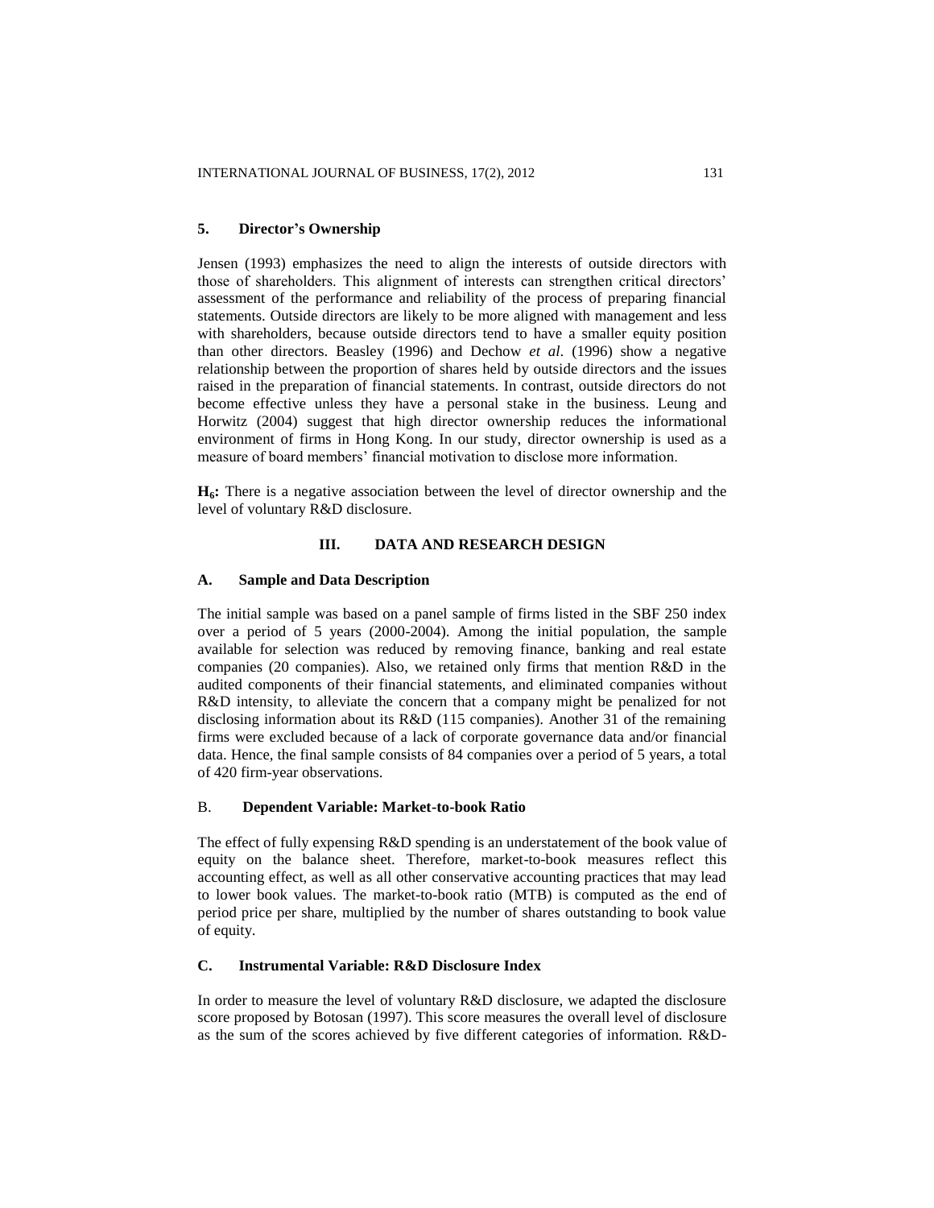### 5. Director's Ownership

Jensen (1993) emphasizes the need to align the interests of outside directors with those of shareholders. This alignment of interests can strengthen critical directors' assessment of the performance and reliability of the process of preparing financial statements. Outside directors are likely to be more aligned with management and less with shareholders, because outside directors tend to have a smaller equity position than other directors. Beasley (1996) and Dechow *et al*. (1996) show a negative relationship between the proportion of shares held by outside directors and the issues raised in the preparation of financial statements. In contrast, outside directors do not become effective unless they have a personal stake in the business. Leung and Horwitz (2004) suggest that high director ownership reduces the informational environment of firms in Hong Kong. In our study, director ownership is used as a measure of board members' financial motivation to disclose more information.

**$H_6$:** There is a negative association between the level of director ownership and the level of voluntary R&D disclosure.

## III. DATA AND RESEARCH DESIGN

### A. Sample and Data Description

The initial sample was based on a panel sample of firms listed in the SBF 250 index over a period of 5 years (2000-2004). Among the initial population, the sample available for selection was reduced by removing finance, banking and real estate companies (20 companies). Also, we retained only firms that mention R&D in the audited components of their financial statements, and eliminated companies without R&D intensity, to alleviate the concern that a company might be penalized for not disclosing information about its R&D (115 companies). Another 31 of the remaining firms were excluded because of a lack of corporate governance data and/or financial data. Hence, the final sample consists of 84 companies over a period of 5 years, a total of 420 firm-year observations.

### B. Dependent Variable: Market-to-book Ratio

The effect of fully expensing R&D spending is an understatement of the book value of equity on the balance sheet. Therefore, market-to-book measures reflect this accounting effect, as well as all other conservative accounting practices that may lead to lower book values. The market-to-book ratio (MTB) is computed as the end of period price per share, multiplied by the number of shares outstanding to book value of equity.

### C. Instrumental Variable: R&D Disclosure Index

In order to measure the level of voluntary R&D disclosure, we adapted the disclosure score proposed by Botosan (1997). This score measures the overall level of disclosure as the sum of the scores achieved by five different categories of information. R&D-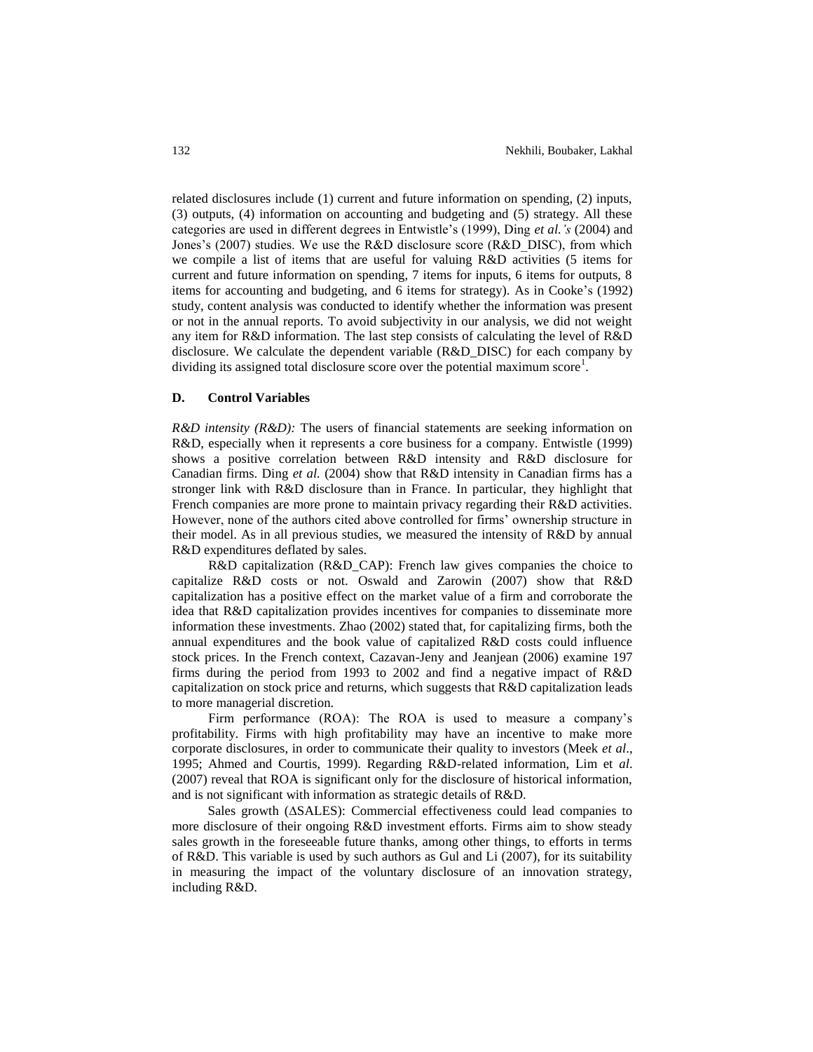related disclosures include (1) current and future information on spending, (2) inputs, (3) outputs, (4) information on accounting and budgeting and (5) strategy. All these categories are used in different degrees in Entwistle's (1999), Ding *et al.'s* (2004) and Jones's (2007) studies. We use the R&D disclosure score (R&D_DISC), from which we compile a list of items that are useful for valuing R&D activities (5 items for current and future information on spending, 7 items for inputs, 6 items for outputs, 8 items for accounting and budgeting, and 6 items for strategy). As in Cooke's (1992) study, content analysis was conducted to identify whether the information was present or not in the annual reports. To avoid subjectivity in our analysis, we did not weight any item for R&D information. The last step consists of calculating the level of R&D disclosure. We calculate the dependent variable (R&D_DISC) for each company by dividing its assigned total disclosure score over the potential maximum score[1].

### D. Control Variables

*R&D intensity (R&D):* The users of financial statements are seeking information on R&D, especially when it represents a core business for a company. Entwistle (1999) shows a positive correlation between R&D intensity and R&D disclosure for Canadian firms. Ding *et al.* (2004) show that R&D intensity in Canadian firms has a stronger link with R&D disclosure than in France. In particular, they highlight that French companies are more prone to maintain privacy regarding their R&D activities. However, none of the authors cited above controlled for firms' ownership structure in their model. As in all previous studies, we measured the intensity of R&D by annual R&D expenditures deflated by sales.

R&D capitalization (R&D_CAP): French law gives companies the choice to capitalize R&D costs or not. Oswald and Zarowin (2007) show that R&D capitalization has a positive effect on the market value of a firm and corroborate the idea that R&D capitalization provides incentives for companies to disseminate more information these investments. Zhao (2002) stated that, for capitalizing firms, both the annual expenditures and the book value of capitalized R&D costs could influence stock prices. In the French context, Cazavan-Jeny and Jeanjean (2006) examine 197 firms during the period from 1993 to 2002 and find a negative impact of R&D capitalization on stock price and returns, which suggests that R&D capitalization leads to more managerial discretion.

Firm performance (ROA): The ROA is used to measure a company's profitability. Firms with high profitability may have an incentive to make more corporate disclosures, in order to communicate their quality to investors (Meek *et al*., 1995; Ahmed and Courtis, 1999). Regarding R&D-related information, Lim et *al*. (2007) reveal that ROA is significant only for the disclosure of historical information, and is not significant with information as strategic details of R&D.

Sales growth (ΔSALES): Commercial effectiveness could lead companies to more disclosure of their ongoing R&D investment efforts. Firms aim to show steady sales growth in the foreseeable future thanks, among other things, to efforts in terms of R&D. This variable is used by such authors as Gul and Li (2007), for its suitability in measuring the impact of the voluntary disclosure of an innovation strategy, including R&D.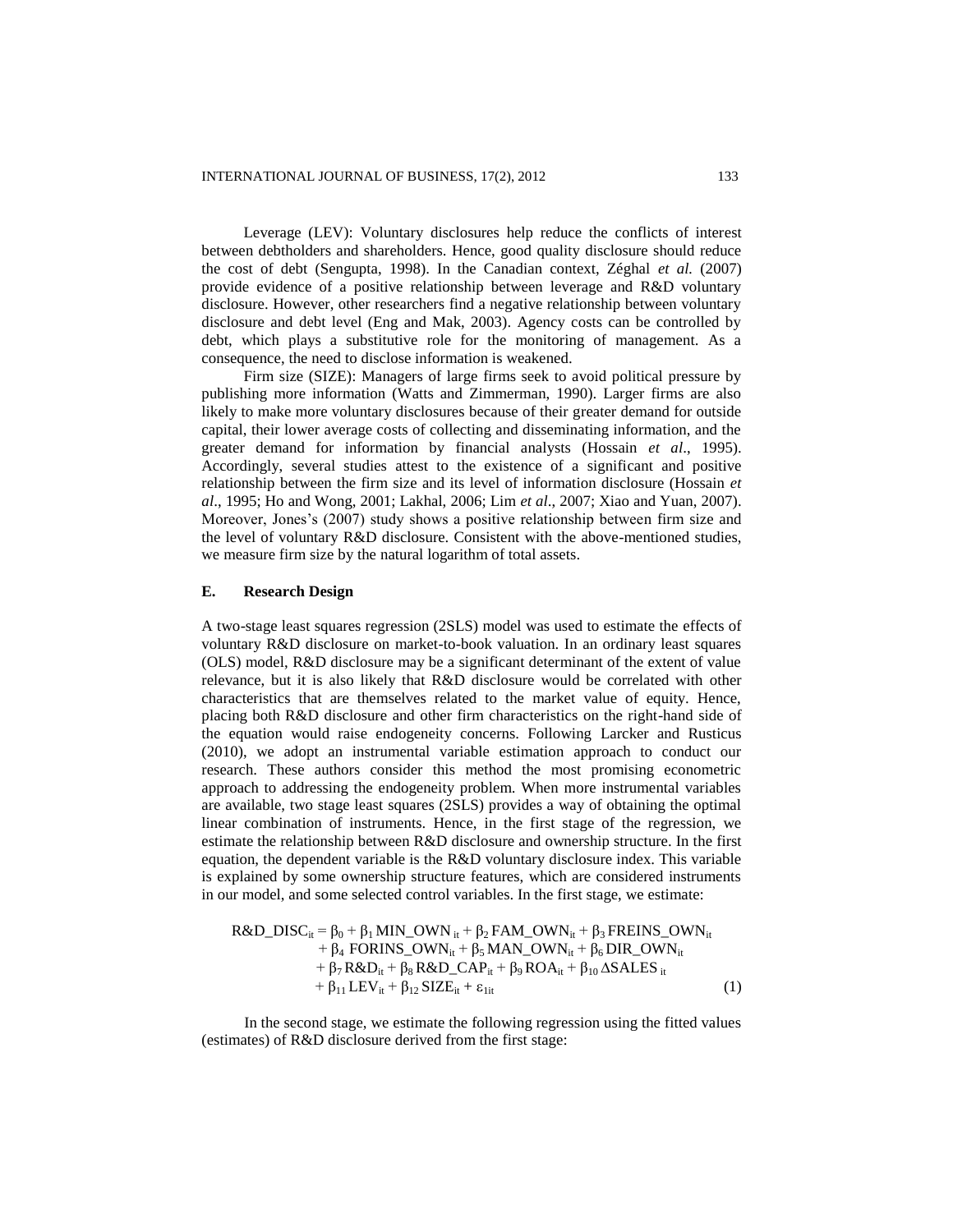Leverage (LEV): Voluntary disclosures help reduce the conflicts of interest between debtholders and shareholders. Hence, good quality disclosure should reduce the cost of debt (Sengupta, 1998). In the Canadian context, Zéghal *et al.* (2007) provide evidence of a positive relationship between leverage and R&D voluntary disclosure. However, other researchers find a negative relationship between voluntary disclosure and debt level (Eng and Mak, 2003). Agency costs can be controlled by debt, which plays a substitutive role for the monitoring of management. As a consequence, the need to disclose information is weakened.

Firm size (SIZE): Managers of large firms seek to avoid political pressure by publishing more information (Watts and Zimmerman, 1990). Larger firms are also likely to make more voluntary disclosures because of their greater demand for outside capital, their lower average costs of collecting and disseminating information, and the greater demand for information by financial analysts (Hossain *et al*., 1995). Accordingly, several studies attest to the existence of a significant and positive relationship between the firm size and its level of information disclosure (Hossain *et al*., 1995; Ho and Wong, 2001; Lakhal, 2006; Lim *et al*., 2007; Xiao and Yuan, 2007). Moreover, Jones's (2007) study shows a positive relationship between firm size and the level of voluntary R&D disclosure. Consistent with the above-mentioned studies, we measure firm size by the natural logarithm of total assets.

### E. Research Design

A two-stage least squares regression (2SLS) model was used to estimate the effects of voluntary R&D disclosure on market-to-book valuation. In an ordinary least squares (OLS) model, R&D disclosure may be a significant determinant of the extent of value relevance, but it is also likely that R&D disclosure would be correlated with other characteristics that are themselves related to the market value of equity. Hence, placing both R&D disclosure and other firm characteristics on the right-hand side of the equation would raise endogeneity concerns. Following Larcker and Rusticus (2010), we adopt an instrumental variable estimation approach to conduct our research. These authors consider this method the most promising econometric approach to addressing the endogeneity problem. When more instrumental variables are available, two stage least squares (2SLS) provides a way of obtaining the optimal linear combination of instruments. Hence, in the first stage of the regression, we estimate the relationship between R&D disclosure and ownership structure. In the first equation, the dependent variable is the R&D voluntary disclosure index. This variable is explained by some ownership structure features, which are considered instruments in our model, and some selected control variables. In the first stage, we estimate:

$$\begin{aligned} R\&D\_DISC_{it} = {} & \beta_0 + \beta_1 MIN\_OWN_{it} + \beta_2 FAM\_OWN_{it} + \beta_3 FREINS\_OWN_{it} \\ & + \beta_4 FORINS\_OWN_{it} + \beta_5 MAN\_OWN_{it} + \beta_6 DIR\_OWN_{it} \\ & + \beta_7 R\&D_{it} + \beta_8 R\&D\_CAP_{it} + \beta_9 ROA_{it} + \beta_{10} \Delta SALES_{it} \\ & + \beta_{11} LEV_{it} + \beta_{12} SIZE_{it} + \varepsilon_{1it} \end{aligned} \quad (1)$$

In the second stage, we estimate the following regression using the fitted values (estimates) of R&D disclosure derived from the first stage: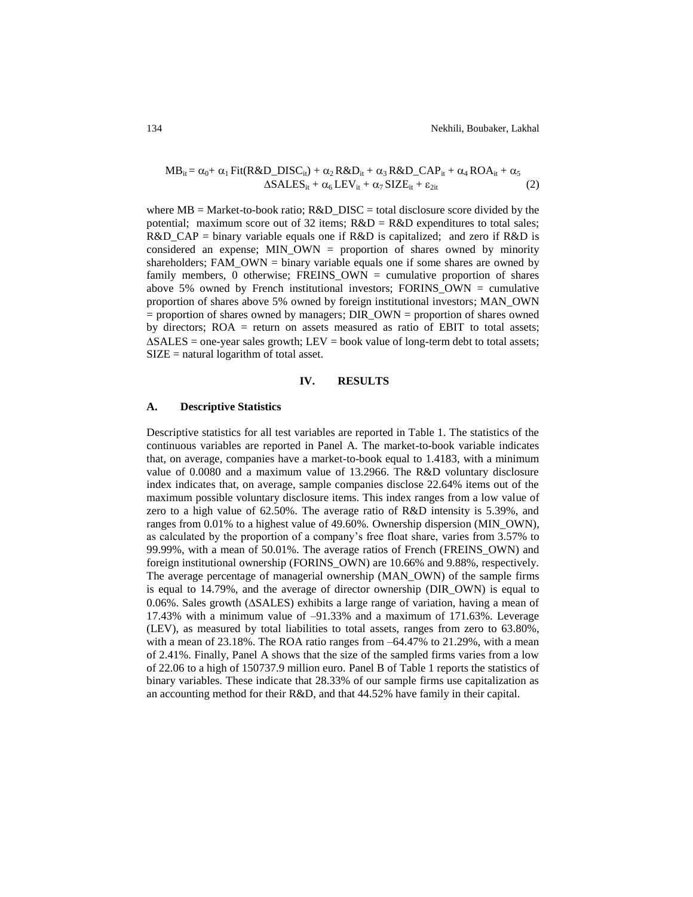$$MB_{it} = \alpha_0 + \alpha_1 \, Fit(R\&D\_DISC_{it}) + \alpha_2 \, R\&D_{it} + \alpha_3 \, R\&D\_CAP_{it} + \alpha_4 \, ROA_{it} + \alpha_5 \, \Delta SALES_{it} + \alpha_6 \, LEV_{it} + \alpha_7 \, SIZE_{it} + \varepsilon_{2it} \quad (2)$$

where MB = Market-to-book ratio; R&D_DISC = total disclosure score divided by the potential; maximum score out of 32 items; R&D = R&D expenditures to total sales; R&D_CAP = binary variable equals one if R&D is capitalized; and zero if R&D is considered an expense; MIN_OWN = proportion of shares owned by minority shareholders; FAM_OWN = binary variable equals one if some shares are owned by family members, 0 otherwise; FREINS_OWN = cumulative proportion of shares above 5% owned by French institutional investors; FORINS_OWN = cumulative proportion of shares above 5% owned by foreign institutional investors; MAN_OWN = proportion of shares owned by managers; DIR_OWN = proportion of shares owned by directors; ROA = return on assets measured as ratio of EBIT to total assets; ΔSALES = one-year sales growth; LEV = book value of long-term debt to total assets; SIZE = natural logarithm of total asset.

## IV. RESULTS

### A. Descriptive Statistics

Descriptive statistics for all test variables are reported in Table 1. The statistics of the continuous variables are reported in Panel A. The market-to-book variable indicates that, on average, companies have a market-to-book equal to 1.4183, with a minimum value of 0.0080 and a maximum value of 13.2966. The R&D voluntary disclosure index indicates that, on average, sample companies disclose 22.64% items out of the maximum possible voluntary disclosure items. This index ranges from a low value of zero to a high value of 62.50%. The average ratio of R&D intensity is 5.39%, and ranges from 0.01% to a highest value of 49.60%. Ownership dispersion (MIN_OWN), as calculated by the proportion of a company's free float share, varies from 3.57% to 99.99%, with a mean of 50.01%. The average ratios of French (FREINS_OWN) and foreign institutional ownership (FORINS_OWN) are 10.66% and 9.88%, respectively. The average percentage of managerial ownership (MAN_OWN) of the sample firms is equal to 14.79%, and the average of director ownership (DIR_OWN) is equal to 0.06%. Sales growth (ΔSALES) exhibits a large range of variation, having a mean of 17.43% with a minimum value of –91.33% and a maximum of 171.63%. Leverage (LEV), as measured by total liabilities to total assets, ranges from zero to 63.80%, with a mean of 23.18%. The ROA ratio ranges from –64.47% to 21.29%, with a mean of 2.41%. Finally, Panel A shows that the size of the sampled firms varies from a low of 22.06 to a high of 150737.9 million euro. Panel B of Table 1 reports the statistics of binary variables. These indicate that 28.33% of our sample firms use capitalization as an accounting method for their R&D, and that 44.52% have family in their capital.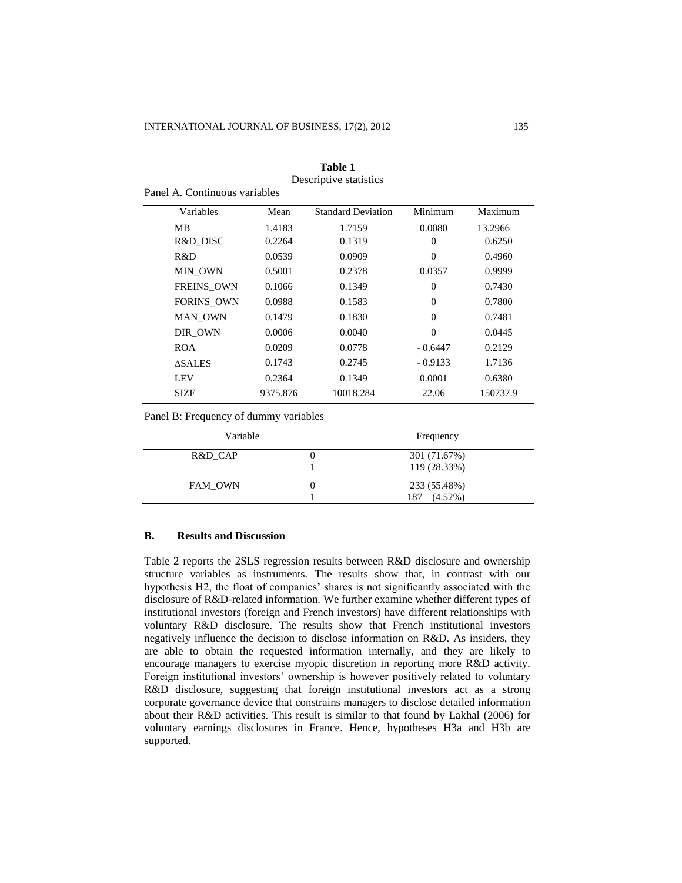**Table 1**
Descriptive statistics

Panel A. Continuous variables

| Variables | Mean | Standard Deviation | Minimum | Maximum |
|---|---|---|---|---|
| MB | 1.4183 | 1.7159 | 0.0080 | 13.2966 |
| R&D_DISC | 0.2264 | 0.1319 | 0 | 0.6250 |
| R&D | 0.0539 | 0.0909 | 0 | 0.4960 |
| MIN_OWN | 0.5001 | 0.2378 | 0.0357 | 0.9999 |
| FREINS_OWN | 0.1066 | 0.1349 | 0 | 0.7430 |
| FORINS_OWN | 0.0988 | 0.1583 | 0 | 0.7800 |
| MAN_OWN | 0.1479 | 0.1830 | 0 | 0.7481 |
| DIR_OWN | 0.0006 | 0.0040 | 0 | 0.0445 |
| ROA | 0.0209 | 0.0778 | - 0.6447 | 0.2129 |
| ΔSALES | 0.1743 | 0.2745 | - 0.9133 | 1.7136 |
| LEV | 0.2364 | 0.1349 | 0.0001 | 0.6380 |
| SIZE | 9375.876 | 10018.284 | 22.06 | 150737.9 |

Panel B: Frequency of dummy variables

| Variable | | Frequency |
|---|---|---|
| R&D_CAP | 0 | 301 (71.67%) |
| | 1 | 119 (28.33%) |
| FAM_OWN | 0 | 233 (55.48%) |
| | 1 | 187 (4.52%) |

### B. Results and Discussion

Table 2 reports the 2SLS regression results between R&D disclosure and ownership structure variables as instruments. The results show that, in contrast with our hypothesis H2, the float of companies' shares is not significantly associated with the disclosure of R&D-related information. We further examine whether different types of institutional investors (foreign and French investors) have different relationships with voluntary R&D disclosure. The results show that French institutional investors negatively influence the decision to disclose information on R&D. As insiders, they are able to obtain the requested information internally, and they are likely to encourage managers to exercise myopic discretion in reporting more R&D activity. Foreign institutional investors' ownership is however positively related to voluntary R&D disclosure, suggesting that foreign institutional investors act as a strong corporate governance device that constrains managers to disclose detailed information about their R&D activities. This result is similar to that found by Lakhal (2006) for voluntary earnings disclosures in France. Hence, hypotheses H3a and H3b are supported.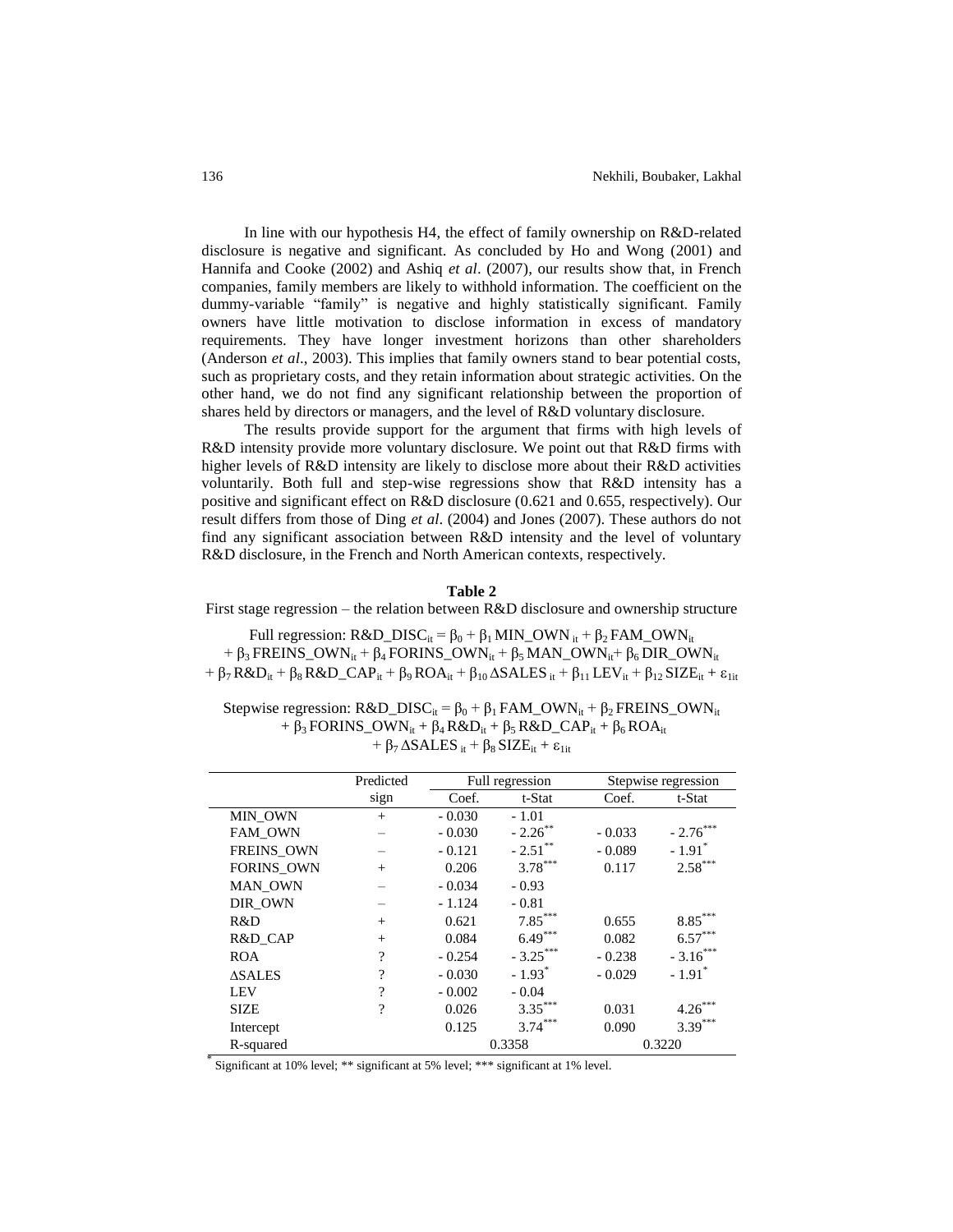In line with our hypothesis H4, the effect of family ownership on R&D-related disclosure is negative and significant. As concluded by Ho and Wong (2001) and Hannifa and Cooke (2002) and Ashiq *et al*. (2007), our results show that, in French companies, family members are likely to withhold information. The coefficient on the dummy-variable "family" is negative and highly statistically significant. Family owners have little motivation to disclose information in excess of mandatory requirements. They have longer investment horizons than other shareholders (Anderson *et al*., 2003). This implies that family owners stand to bear potential costs, such as proprietary costs, and they retain information about strategic activities. On the other hand, we do not find any significant relationship between the proportion of shares held by directors or managers, and the level of R&D voluntary disclosure.

The results provide support for the argument that firms with high levels of R&D intensity provide more voluntary disclosure. We point out that R&D firms with higher levels of R&D intensity are likely to disclose more about their R&D activities voluntarily. Both full and step-wise regressions show that R&D intensity has a positive and significant effect on R&D disclosure (0.621 and 0.655, respectively). Our result differs from those of Ding *et al*. (2004) and Jones (2007). These authors do not find any significant association between R&D intensity and the level of voluntary R&D disclosure, in the French and North American contexts, respectively.

**Table 2**

First stage regression – the relation between R&D disclosure and ownership structure

Full regression: $R\&D\_DISC_{it} = \beta_0 + \beta_1 MIN\_OWN_{it} + \beta_2 FAM\_OWN_{it} + \beta_3 FREINS\_OWN_{it} + \beta_4 FORINS\_OWN_{it} + \beta_5 MAN\_OWN_{it} + \beta_6 DIR\_OWN_{it} + \beta_7 R\&D_{it} + \beta_8 R\&D\_CAP_{it} + \beta_9 ROA_{it} + \beta_{10} \Delta SALES_{it} + \beta_{11} LEV_{it} + \beta_{12} SIZE_{it} + \varepsilon_{1it}$

Stepwise regression: $R\&D\_DISC_{it} = \beta_0 + \beta_1 FAM\_OWN_{it} + \beta_2 FREINS\_OWN_{it} + \beta_3 FORINS\_OWN_{it} + \beta_4 R\&D_{it} + \beta_5 R\&D\_CAP_{it} + \beta_6 ROA_{it} + \beta_7 \Delta SALES_{it} + \beta_8 SIZE_{it} + \varepsilon_{1it}$

| | Predicted | Full regression | | Stepwise regression | |
|---|---|---|---|---|---|
| | sign | Coef. | t-Stat | Coef. | t-Stat |
| MIN_OWN | + | - 0.030 | - 1.01 | | |
| FAM_OWN | – | - 0.030 | - 2.26** | - 0.033 | - 2.76*** |
| FREINS_OWN | – | - 0.121 | - 2.51** | - 0.089 | - 1.91* |
| FORINS_OWN | + | 0.206 | 3.78*** | 0.117 | 2.58*** |
| MAN_OWN | – | - 0.034 | - 0.93 | | |
| DIR_OWN | – | - 1.124 | - 0.81 | | |
| R&D | + | 0.621 | 7.85*** | 0.655 | 8.85*** |
| R&D_CAP | + | 0.084 | 6.49*** | 0.082 | 6.57*** |
| ROA | ? | - 0.254 | - 3.25*** | - 0.238 | - 3.16*** |
| ΔSALES | ? | - 0.030 | - 1.93* | - 0.029 | - 1.91* |
| LEV | ? | - 0.002 | - 0.04 | | |
| SIZE | ? | 0.026 | 3.35*** | 0.031 | 4.26*** |
| Intercept | | 0.125 | 3.74*** | 0.090 | 3.39*** |
| R-squared | | 0.3358 | | 0.3220 | |

* Significant at 10% level; ** significant at 5% level; *** significant at 1% level.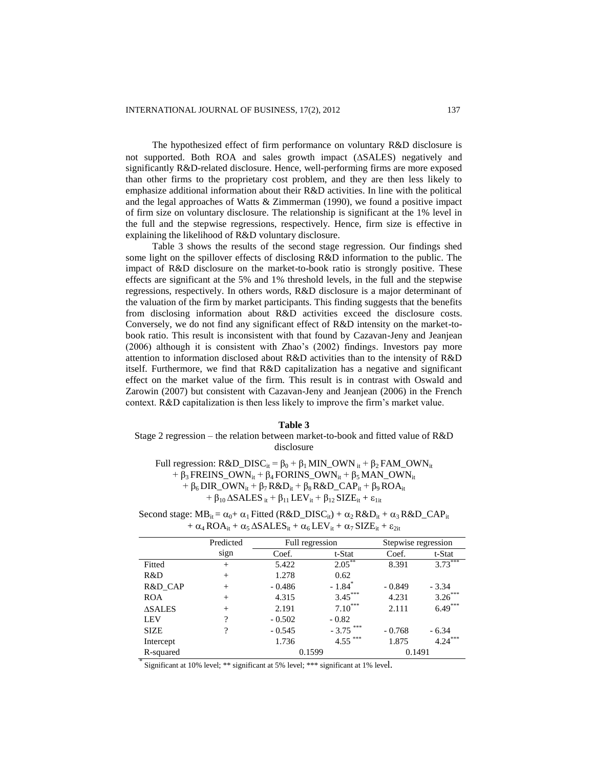The hypothesized effect of firm performance on voluntary R&D disclosure is not supported. Both ROA and sales growth impact (ΔSALES) negatively and significantly R&D-related disclosure. Hence, well-performing firms are more exposed than other firms to the proprietary cost problem, and they are then less likely to emphasize additional information about their R&D activities. In line with the political and the legal approaches of Watts & Zimmerman (1990), we found a positive impact of firm size on voluntary disclosure. The relationship is significant at the 1% level in the full and the stepwise regressions, respectively. Hence, firm size is effective in explaining the likelihood of R&D voluntary disclosure.

Table 3 shows the results of the second stage regression. Our findings shed some light on the spillover effects of disclosing R&D information to the public. The impact of R&D disclosure on the market-to-book ratio is strongly positive. These effects are significant at the 5% and 1% threshold levels, in the full and the stepwise regressions, respectively. In others words, R&D disclosure is a major determinant of the valuation of the firm by market participants. This finding suggests that the benefits from disclosing information about R&D activities exceed the disclosure costs. Conversely, we do not find any significant effect of R&D intensity on the market-to-book ratio. This result is inconsistent with that found by Cazavan-Jeny and Jeanjean (2006) although it is consistent with Zhao's (2002) findings. Investors pay more attention to information disclosed about R&D activities than to the intensity of R&D itself. Furthermore, we find that R&D capitalization has a negative and significant effect on the market value of the firm. This result is in contrast with Oswald and Zarowin (2007) but consistent with Cazavan-Jeny and Jeanjean (2006) in the French context. R&D capitalization is then less likely to improve the firm's market value.

**Table 3**

Stage 2 regression – the relation between market-to-book and fitted value of R&D disclosure

Full regression: $R\&D\_DISC_{it} = \beta_0 + \beta_1 MIN\_OWN_{it} + \beta_2 FAM\_OWN_{it} + \beta_3 FREINS\_OWN_{it} + \beta_4 FORINS\_OWN_{it} + \beta_5 MAN\_OWN_{it} + \beta_6 DIR\_OWN_{it} + \beta_7 R\&D_{it} + \beta_8 R\&D\_CAP_{it} + \beta_9 ROA_{it} + \beta_{10} \Delta SALES_{it} + \beta_{11} LEV_{it} + \beta_{12} SIZE_{it} + \varepsilon_{1it}$

Second stage: $MB_{it} = \alpha_0 + \alpha_1 \text{Fitted}(R\&D\_DISC_{it}) + \alpha_2 R\&D_{it} + \alpha_3 R\&D\_CAP_{it} + \alpha_4 ROA_{it} + \alpha_5 \Delta SALES_{it} + \alpha_6 LEV_{it} + \alpha_7 SIZE_{it} + \varepsilon_{2it}$

| | Predicted sign | Full regression | | Stepwise regression | |
|---|---|---|---|---|---|
| | | Coef. | t-Stat | Coef. | t-Stat |
| Fitted | + | 5.422 | 2.05** | 8.391 | 3.73*** |
| R&D | + | 1.278 | 0.62 | | |
| R&D_CAP | + | - 0.486 | - 1.84* | - 0.849 | - 3.34 |
| ROA | + | 4.315 | 3.45*** | 4.231 | 3.26*** |
| ΔSALES | + | 2.191 | 7.10*** | 2.111 | 6.49*** |
| LEV | ? | - 0.502 | - 0.82 | | |
| SIZE | ? | - 0.545 | - 3.75 *** | - 0.768 | - 6.34 |
| Intercept | | 1.736 | 4.55 *** | 1.875 | 4.24*** |
| R-squared | | 0.1599 | | 0.1491 | |

* Significant at 10% level; ** significant at 5% level; *** significant at 1% level.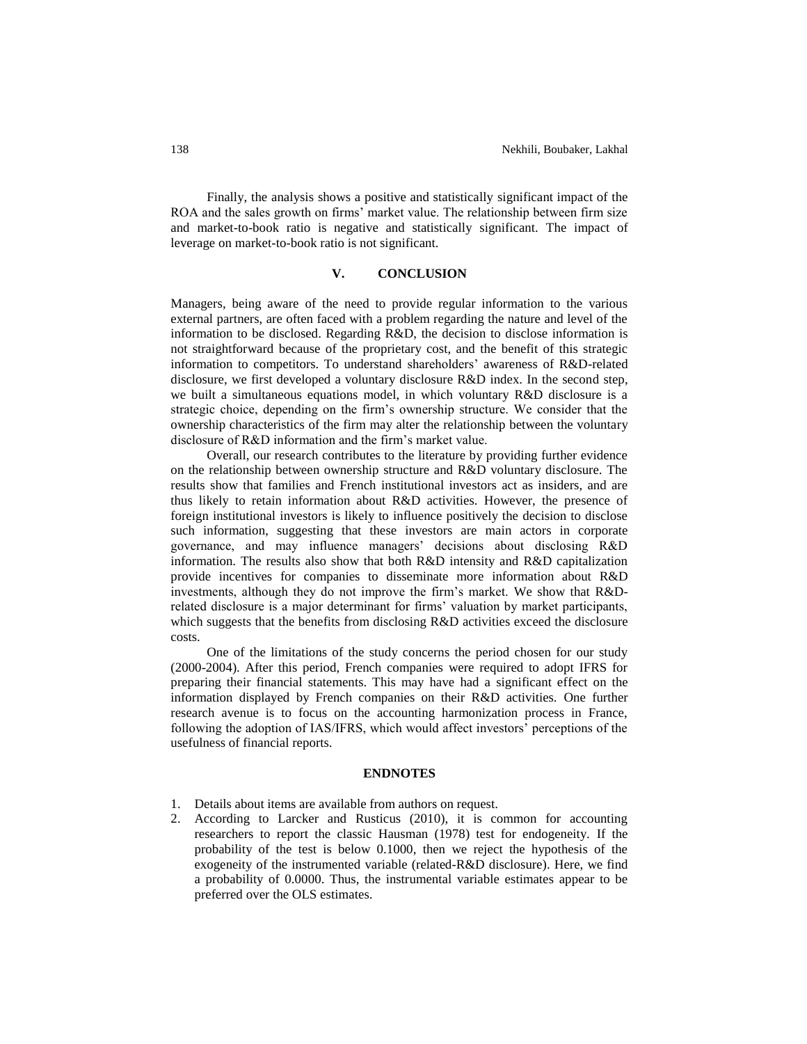Finally, the analysis shows a positive and statistically significant impact of the ROA and the sales growth on firms' market value. The relationship between firm size and market-to-book ratio is negative and statistically significant. The impact of leverage on market-to-book ratio is not significant.

## V. CONCLUSION

Managers, being aware of the need to provide regular information to the various external partners, are often faced with a problem regarding the nature and level of the information to be disclosed. Regarding R&D, the decision to disclose information is not straightforward because of the proprietary cost, and the benefit of this strategic information to competitors. To understand shareholders' awareness of R&D-related disclosure, we first developed a voluntary disclosure R&D index. In the second step, we built a simultaneous equations model, in which voluntary R&D disclosure is a strategic choice, depending on the firm's ownership structure. We consider that the ownership characteristics of the firm may alter the relationship between the voluntary disclosure of R&D information and the firm's market value.

Overall, our research contributes to the literature by providing further evidence on the relationship between ownership structure and R&D voluntary disclosure. The results show that families and French institutional investors act as insiders, and are thus likely to retain information about R&D activities. However, the presence of foreign institutional investors is likely to influence positively the decision to disclose such information, suggesting that these investors are main actors in corporate governance, and may influence managers' decisions about disclosing R&D information. The results also show that both R&D intensity and R&D capitalization provide incentives for companies to disseminate more information about R&D investments, although they do not improve the firm's market. We show that R&D-related disclosure is a major determinant for firms' valuation by market participants, which suggests that the benefits from disclosing R&D activities exceed the disclosure costs.

One of the limitations of the study concerns the period chosen for our study (2000-2004). After this period, French companies were required to adopt IFRS for preparing their financial statements. This may have had a significant effect on the information displayed by French companies on their R&D activities. One further research avenue is to focus on the accounting harmonization process in France, following the adoption of IAS/IFRS, which would affect investors' perceptions of the usefulness of financial reports.

## ENDNOTES

1. Details about items are available from authors on request.
2. According to Larcker and Rusticus (2010), it is common for accounting researchers to report the classic Hausman (1978) test for endogeneity. If the probability of the test is below 0.1000, then we reject the hypothesis of the exogeneity of the instrumented variable (related-R&D disclosure). Here, we find a probability of 0.0000. Thus, the instrumental variable estimates appear to be preferred over the OLS estimates.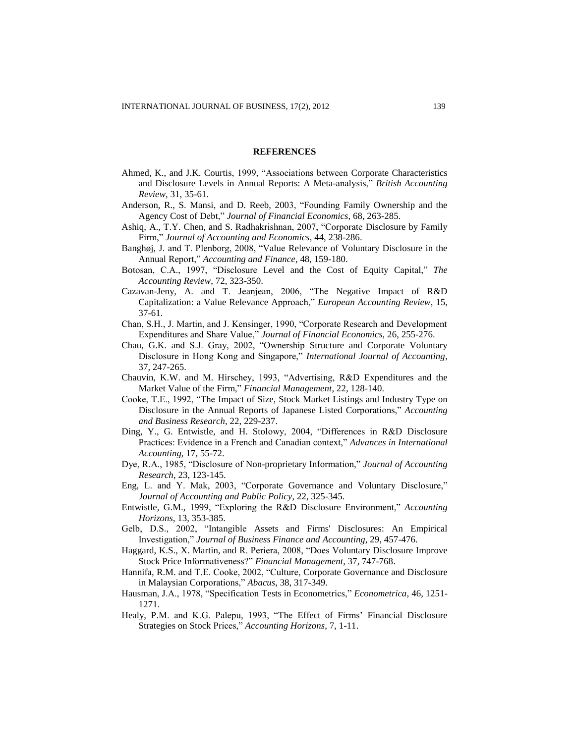## REFERENCES

Ahmed, K., and J.K. Courtis, 1999, "Associations between Corporate Characteristics and Disclosure Levels in Annual Reports: A Meta-analysis," *British Accounting Review*, 31, 35-61.

Anderson, R., S. Mansi, and D. Reeb, 2003, "Founding Family Ownership and the Agency Cost of Debt," *Journal of Financial Economics*, 68, 263-285.

Ashiq, A., T.Y. Chen, and S. Radhakrishnan, 2007, "Corporate Disclosure by Family Firm," *Journal of Accounting and Economics*, 44, 238-286.

Banghøj, J. and T. Plenborg, 2008, "Value Relevance of Voluntary Disclosure in the Annual Report," *Accounting and Finance*, 48, 159-180.

Botosan, C.A., 1997, "Disclosure Level and the Cost of Equity Capital," *The Accounting Review*, 72, 323-350.

Cazavan-Jeny, A. and T. Jeanjean, 2006, "The Negative Impact of R&D Capitalization: a Value Relevance Approach," *European Accounting Review*, 15, 37-61.

Chan, S.H., J. Martin, and J. Kensinger, 1990, "Corporate Research and Development Expenditures and Share Value," *Journal of Financial Economics*, 26, 255-276.

Chau, G.K. and S.J. Gray, 2002, "Ownership Structure and Corporate Voluntary Disclosure in Hong Kong and Singapore," *International Journal of Accounting*, 37, 247-265.

Chauvin, K.W. and M. Hirschey, 1993, "Advertising, R&D Expenditures and the Market Value of the Firm," *Financial Management*, 22, 128-140.

Cooke, T.E., 1992, "The Impact of Size, Stock Market Listings and Industry Type on Disclosure in the Annual Reports of Japanese Listed Corporations," *Accounting and Business Research*, 22, 229-237.

Ding, Y., G. Entwistle, and H. Stolowy, 2004, "Differences in R&D Disclosure Practices: Evidence in a French and Canadian context," *Advances in International Accounting*, 17, 55-72.

Dye, R.A., 1985, "Disclosure of Non-proprietary Information," *Journal of Accounting Research*, 23, 123-145.

Eng, L. and Y. Mak, 2003, "Corporate Governance and Voluntary Disclosure," *Journal of Accounting and Public Policy*, 22, 325-345.

Entwistle, G.M., 1999, "Exploring the R&D Disclosure Environment," *Accounting Horizons*, 13, 353-385.

Gelb, D.S., 2002, "Intangible Assets and Firms' Disclosures: An Empirical Investigation," *Journal of Business Finance and Accounting*, 29, 457-476.

Haggard, K.S., X. Martin, and R. Periera, 2008, "Does Voluntary Disclosure Improve Stock Price Informativeness?" *Financial Management*, 37, 747-768.

Hannifa, R.M. and T.E. Cooke, 2002, "Culture, Corporate Governance and Disclosure in Malaysian Corporations," *Abacus*, 38, 317-349.

Hausman, J.A., 1978, "Specification Tests in Econometrics," *Econometrica*, 46, 1251-1271.

Healy, P.M. and K.G. Palepu, 1993, "The Effect of Firms' Financial Disclosure Strategies on Stock Prices," *Accounting Horizons*, 7, 1-11.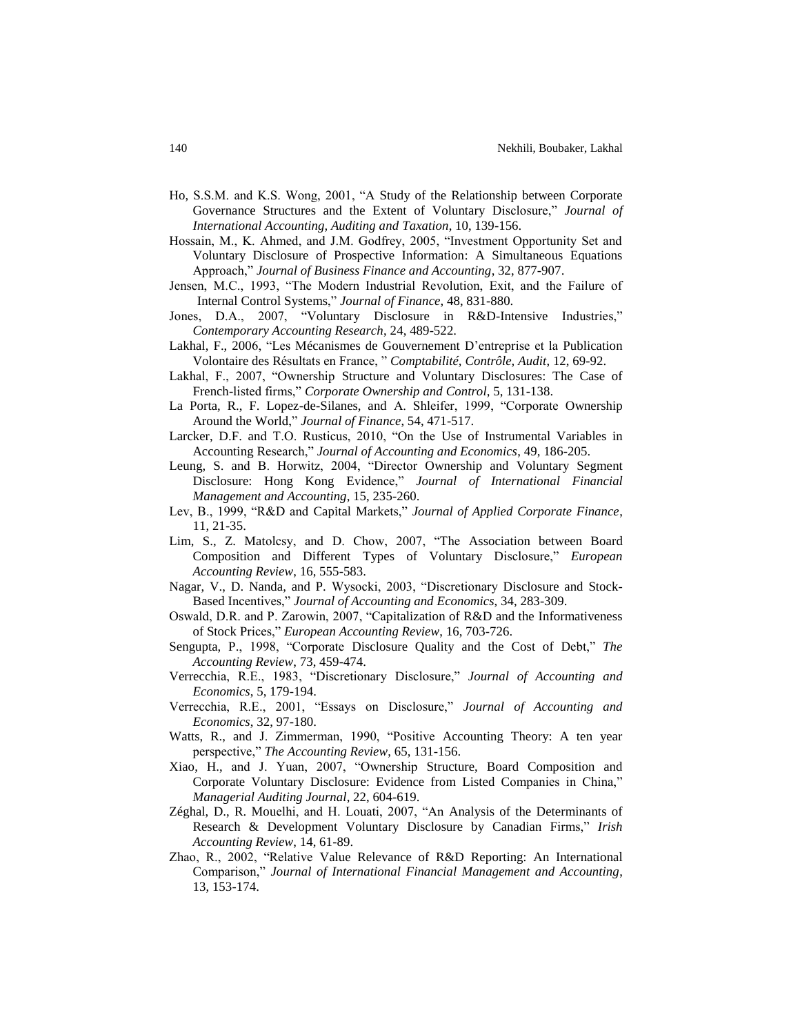Ho, S.S.M. and K.S. Wong, 2001, "A Study of the Relationship between Corporate Governance Structures and the Extent of Voluntary Disclosure," *Journal of International Accounting, Auditing and Taxation*, 10, 139-156.

Hossain, M., K. Ahmed, and J.M. Godfrey, 2005, "Investment Opportunity Set and Voluntary Disclosure of Prospective Information: A Simultaneous Equations Approach," *Journal of Business Finance and Accounting*, 32, 877-907.

Jensen, M.C., 1993, "The Modern Industrial Revolution, Exit, and the Failure of Internal Control Systems," *Journal of Finance*, 48, 831-880.

Jones, D.A., 2007, "Voluntary Disclosure in R&D-Intensive Industries," *Contemporary Accounting Research*, 24, 489-522.

Lakhal, F., 2006, "Les Mécanismes de Gouvernement D'entreprise et la Publication Volontaire des Résultats en France, " *Comptabilité, Contrôle, Audit*, 12, 69-92.

Lakhal, F., 2007, "Ownership Structure and Voluntary Disclosures: The Case of French-listed firms," *Corporate Ownership and Control*, 5, 131-138.

La Porta, R., F. Lopez-de-Silanes, and A. Shleifer, 1999, "Corporate Ownership Around the World," *Journal of Finance*, 54, 471-517.

Larcker, D.F. and T.O. Rusticus, 2010, "On the Use of Instrumental Variables in Accounting Research," *Journal of Accounting and Economics*, 49, 186-205.

Leung, S. and B. Horwitz, 2004, "Director Ownership and Voluntary Segment Disclosure: Hong Kong Evidence," *Journal of International Financial Management and Accounting*, 15, 235-260.

Lev, B., 1999, "R&D and Capital Markets," *Journal of Applied Corporate Finance*, 11, 21-35.

Lim, S., Z. Matolcsy, and D. Chow, 2007, "The Association between Board Composition and Different Types of Voluntary Disclosure," *European Accounting Review*, 16, 555-583.

Nagar, V., D. Nanda, and P. Wysocki, 2003, "Discretionary Disclosure and Stock-Based Incentives," *Journal of Accounting and Economics*, 34, 283-309.

Oswald, D.R. and P. Zarowin, 2007, "Capitalization of R&D and the Informativeness of Stock Prices," *European Accounting Review*, 16, 703-726.

Sengupta, P., 1998, "Corporate Disclosure Quality and the Cost of Debt," *The Accounting Review*, 73, 459-474.

Verrecchia, R.E., 1983, "Discretionary Disclosure," *Journal of Accounting and Economics*, 5, 179-194.

Verrecchia, R.E., 2001, "Essays on Disclosure," *Journal of Accounting and Economics*, 32, 97-180.

Watts, R., and J. Zimmerman, 1990, "Positive Accounting Theory: A ten year perspective," *The Accounting Review*, 65, 131-156.

Xiao, H., and J. Yuan, 2007, "Ownership Structure, Board Composition and Corporate Voluntary Disclosure: Evidence from Listed Companies in China," *Managerial Auditing Journal*, 22, 604-619.

Zéghal, D., R. Mouelhi, and H. Louati, 2007, "An Analysis of the Determinants of Research & Development Voluntary Disclosure by Canadian Firms," *Irish Accounting Review*, 14, 61-89.

Zhao, R., 2002, "Relative Value Relevance of R&D Reporting: An International Comparison," *Journal of International Financial Management and Accounting*, 13, 153-174.